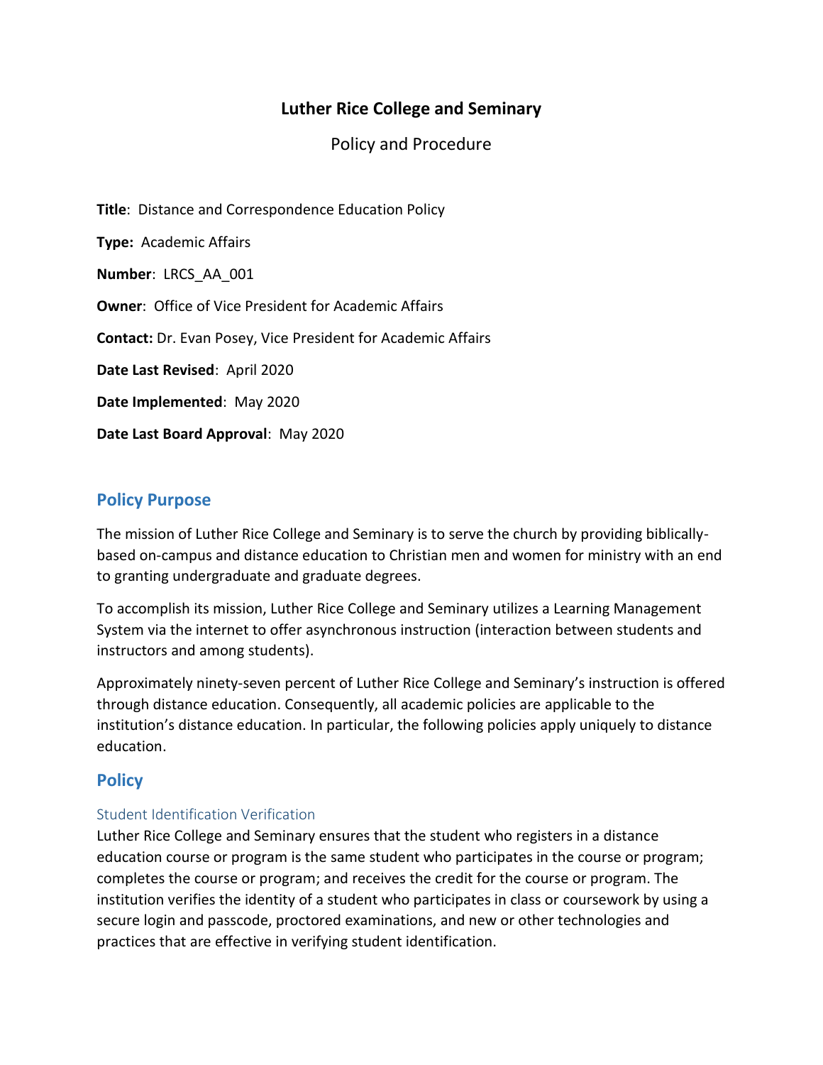# Luther Rice College and Seminary

Policy and Procedure

**Title**: Distance and Correspondence Education Policy

**Type:** Academic Affairs

**Number**: LRCS_AA_001

**Owner**: Office of Vice President for Academic Affairs

**Contact:** Dr. Evan Posey, Vice President for Academic Affairs

**Date Last Revised**: April 2020

**Date Implemented**: May 2020

**Date Last Board Approval**: May 2020

## Policy Purpose

The mission of Luther Rice College and Seminary is to serve the church by providing biblically-based on-campus and distance education to Christian men and women for ministry with an end to granting undergraduate and graduate degrees.

To accomplish its mission, Luther Rice College and Seminary utilizes a Learning Management System via the internet to offer asynchronous instruction (interaction between students and instructors and among students).

Approximately ninety-seven percent of Luther Rice College and Seminary's instruction is offered through distance education. Consequently, all academic policies are applicable to the institution's distance education. In particular, the following policies apply uniquely to distance education.

## Policy

### Student Identification Verification

Luther Rice College and Seminary ensures that the student who registers in a distance education course or program is the same student who participates in the course or program; completes the course or program; and receives the credit for the course or program. The institution verifies the identity of a student who participates in class or coursework by using a secure login and passcode, proctored examinations, and new or other technologies and practices that are effective in verifying student identification.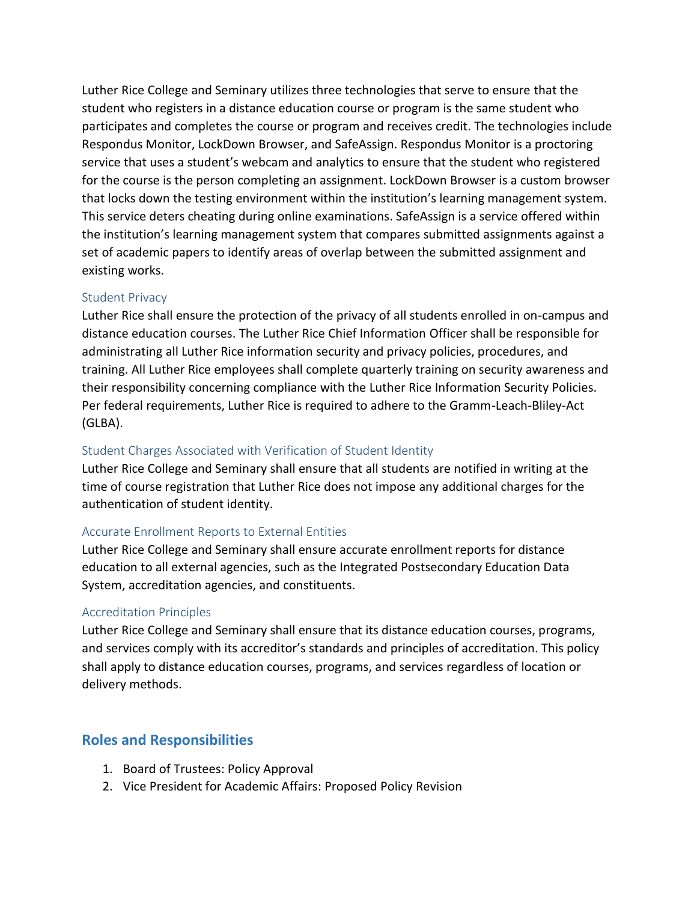Luther Rice College and Seminary utilizes three technologies that serve to ensure that the student who registers in a distance education course or program is the same student who participates and completes the course or program and receives credit. The technologies include Respondus Monitor, LockDown Browser, and SafeAssign. Respondus Monitor is a proctoring service that uses a student's webcam and analytics to ensure that the student who registered for the course is the person completing an assignment. LockDown Browser is a custom browser that locks down the testing environment within the institution's learning management system. This service deters cheating during online examinations. SafeAssign is a service offered within the institution's learning management system that compares submitted assignments against a set of academic papers to identify areas of overlap between the submitted assignment and existing works.

### Student Privacy

Luther Rice shall ensure the protection of the privacy of all students enrolled in on-campus and distance education courses. The Luther Rice Chief Information Officer shall be responsible for administrating all Luther Rice information security and privacy policies, procedures, and training. All Luther Rice employees shall complete quarterly training on security awareness and their responsibility concerning compliance with the Luther Rice Information Security Policies. Per federal requirements, Luther Rice is required to adhere to the Gramm-Leach-Bliley-Act (GLBA).

### Student Charges Associated with Verification of Student Identity

Luther Rice College and Seminary shall ensure that all students are notified in writing at the time of course registration that Luther Rice does not impose any additional charges for the authentication of student identity.

### Accurate Enrollment Reports to External Entities

Luther Rice College and Seminary shall ensure accurate enrollment reports for distance education to all external agencies, such as the Integrated Postsecondary Education Data System, accreditation agencies, and constituents.

### Accreditation Principles

Luther Rice College and Seminary shall ensure that its distance education courses, programs, and services comply with its accreditor's standards and principles of accreditation. This policy shall apply to distance education courses, programs, and services regardless of location or delivery methods.

## Roles and Responsibilities

1. Board of Trustees: Policy Approval
2. Vice President for Academic Affairs: Proposed Policy Revision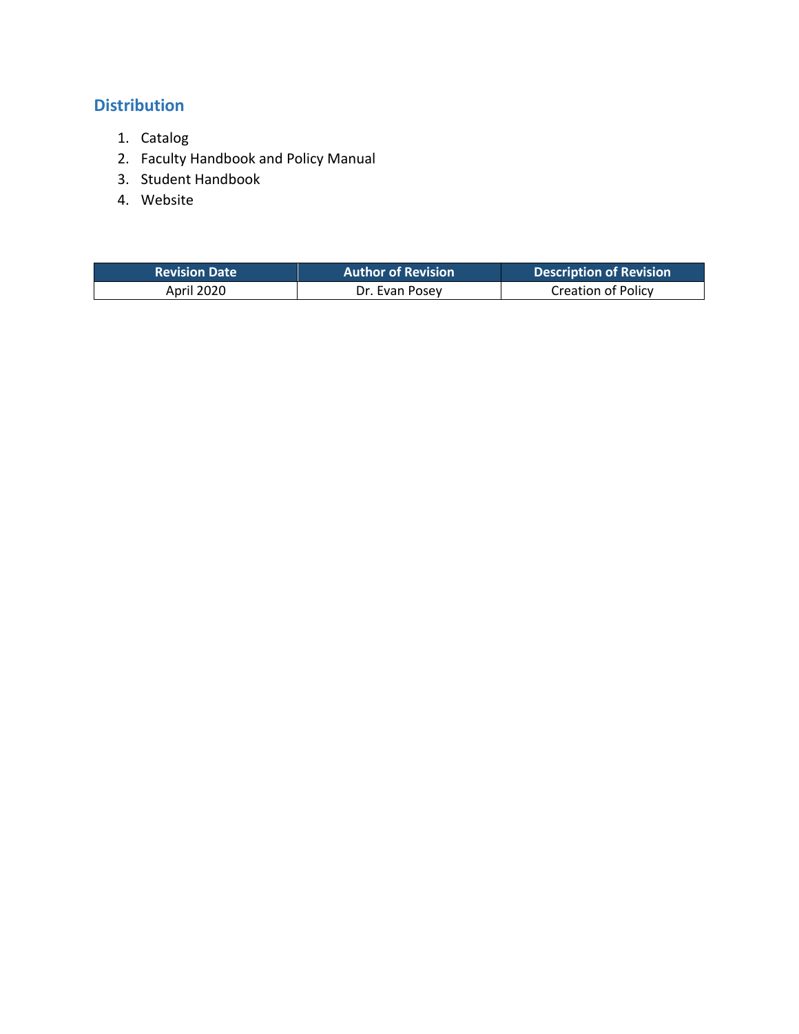## Distribution

1. Catalog
2. Faculty Handbook and Policy Manual
3. Student Handbook
4. Website

| Revision Date | Author of Revision | Description of Revision |
|---|---|---|
| April 2020 | Dr. Evan Posey | Creation of Policy |